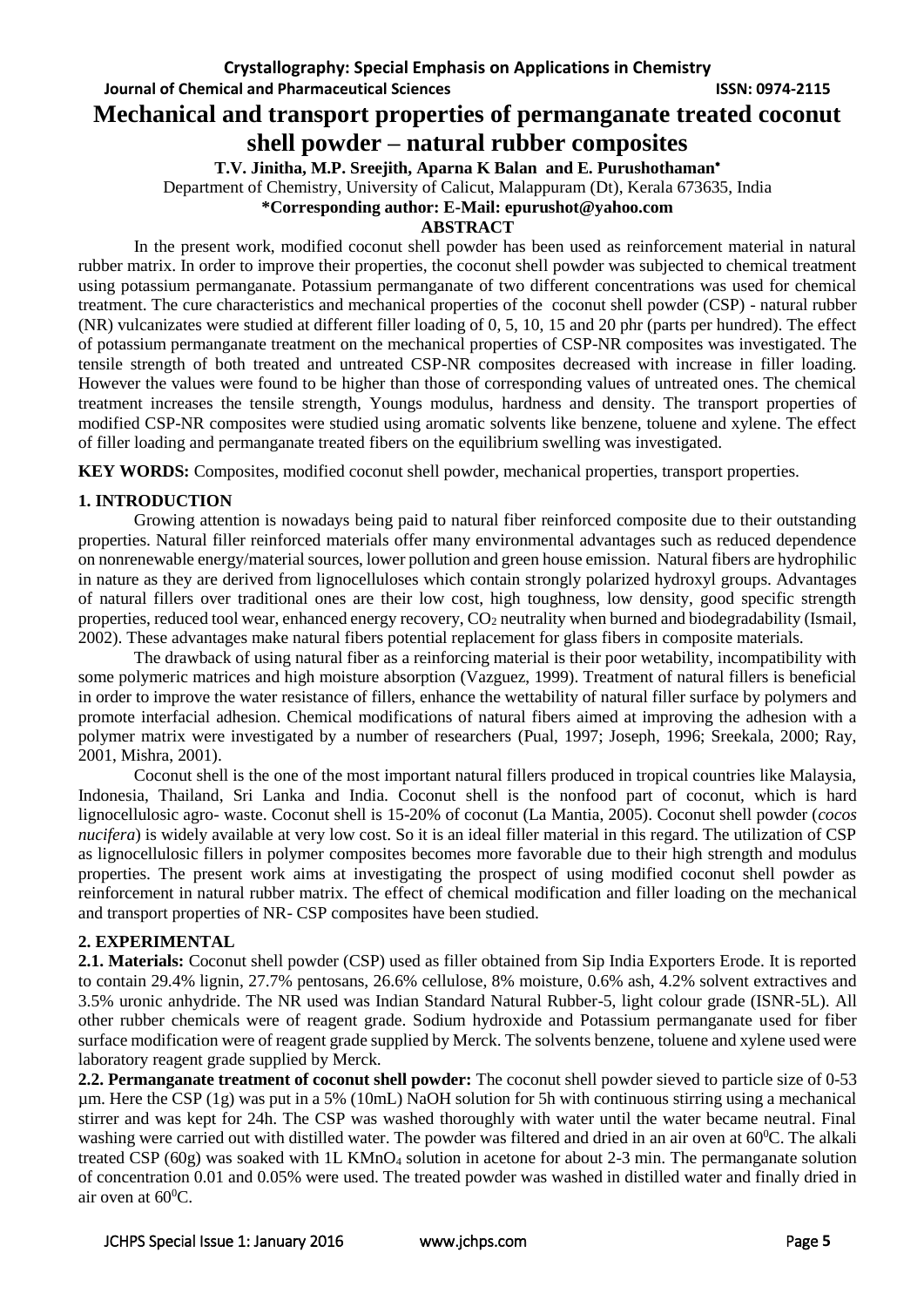**Crystallography: Special Emphasis on Applications in Chemistry**

# Mechanical and transport properties of permanganate treated coconut shell powder – natural rubber composites

**T.V. Jinitha, M.P. Sreejith, Aparna K Balan and E. Purushothaman***

Department of Chemistry, University of Calicut, Malappuram (Dt), Kerala 673635, India

**\*Corresponding author: E-Mail: epurushot@yahoo.com**

## ABSTRACT

In the present work, modified coconut shell powder has been used as reinforcement material in natural rubber matrix. In order to improve their properties, the coconut shell powder was subjected to chemical treatment using potassium permanganate. Potassium permanganate of two different concentrations was used for chemical treatment. The cure characteristics and mechanical properties of the coconut shell powder (CSP) - natural rubber (NR) vulcanizates were studied at different filler loading of 0, 5, 10, 15 and 20 phr (parts per hundred). The effect of potassium permanganate treatment on the mechanical properties of CSP-NR composites was investigated. The tensile strength of both treated and untreated CSP-NR composites decreased with increase in filler loading. However the values were found to be higher than those of corresponding values of untreated ones. The chemical treatment increases the tensile strength, Youngs modulus, hardness and density. The transport properties of modified CSP-NR composites were studied using aromatic solvents like benzene, toluene and xylene. The effect of filler loading and permanganate treated fibers on the equilibrium swelling was investigated.

**KEY WORDS:** Composites, modified coconut shell powder, mechanical properties, transport properties.

## 1. INTRODUCTION

Growing attention is nowadays being paid to natural fiber reinforced composite due to their outstanding properties. Natural filler reinforced materials offer many environmental advantages such as reduced dependence on nonrenewable energy/material sources, lower pollution and green house emission. Natural fibers are hydrophilic in nature as they are derived from lignocelluloses which contain strongly polarized hydroxyl groups. Advantages of natural fillers over traditional ones are their low cost, high toughness, low density, good specific strength properties, reduced tool wear, enhanced energy recovery, $CO_2$ neutrality when burned and biodegradability (Ismail, 2002). These advantages make natural fibers potential replacement for glass fibers in composite materials.

The drawback of using natural fiber as a reinforcing material is their poor wetability, incompatibility with some polymeric matrices and high moisture absorption (Vazguez, 1999). Treatment of natural fillers is beneficial in order to improve the water resistance of fillers, enhance the wettability of natural filler surface by polymers and promote interfacial adhesion. Chemical modifications of natural fibers aimed at improving the adhesion with a polymer matrix were investigated by a number of researchers (Pual, 1997; Joseph, 1996; Sreekala, 2000; Ray, 2001, Mishra, 2001).

Coconut shell is the one of the most important natural fillers produced in tropical countries like Malaysia, Indonesia, Thailand, Sri Lanka and India. Coconut shell is the nonfood part of coconut, which is hard lignocellulosic agro- waste. Coconut shell is 15-20% of coconut (La Mantia, 2005). Coconut shell powder (*cocos nucifera*) is widely available at very low cost. So it is an ideal filler material in this regard. The utilization of CSP as lignocellulosic fillers in polymer composites becomes more favorable due to their high strength and modulus properties. The present work aims at investigating the prospect of using modified coconut shell powder as reinforcement in natural rubber matrix. The effect of chemical modification and filler loading on the mechanical and transport properties of NR- CSP composites have been studied.

## 2. EXPERIMENTAL

**2.1. Materials:** Coconut shell powder (CSP) used as filler obtained from Sip India Exporters Erode. It is reported to contain 29.4% lignin, 27.7% pentosans, 26.6% cellulose, 8% moisture, 0.6% ash, 4.2% solvent extractives and 3.5% uronic anhydride. The NR used was Indian Standard Natural Rubber-5, light colour grade (ISNR-5L). All other rubber chemicals were of reagent grade. Sodium hydroxide and Potassium permanganate used for fiber surface modification were of reagent grade supplied by Merck. The solvents benzene, toluene and xylene used were laboratory reagent grade supplied by Merck.

**2.2. Permanganate treatment of coconut shell powder:** The coconut shell powder sieved to particle size of 0-53 µm. Here the CSP (1g) was put in a 5% (10mL) NaOH solution for 5h with continuous stirring using a mechanical stirrer and was kept for 24h. The CSP was washed thoroughly with water until the water became neutral. Final washing were carried out with distilled water. The powder was filtered and dried in an air oven at $60^0$C. The alkali treated CSP (60g) was soaked with 1L $KMnO_4$ solution in acetone for about 2-3 min. The permanganate solution of concentration 0.01 and 0.05% were used. The treated powder was washed in distilled water and finally dried in air oven at $60^0$C.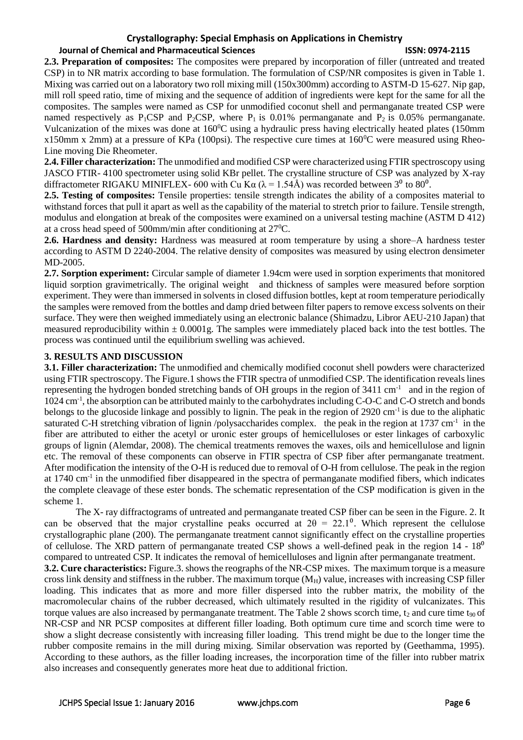**2.3. Preparation of composites:** The composites were prepared by incorporation of filler (untreated and treated CSP) in to NR matrix according to base formulation. The formulation of CSP/NR composites is given in Table 1. Mixing was carried out on a laboratory two roll mixing mill (150x300mm) according to ASTM-D 15-627. Nip gap, mill roll speed ratio, time of mixing and the sequence of addition of ingredients were kept for the same for all the composites. The samples were named as CSP for unmodified coconut shell and permanganate treated CSP were named respectively as $P_1$CSP and $P_2$CSP, where $P_1$ is 0.01% permanganate and $P_2$ is 0.05% permanganate. Vulcanization of the mixes was done at $160^0$C using a hydraulic press having electrically heated plates (150mm x150mm x 2mm) at a pressure of KPa (100psi). The respective cure times at $160^0$C were measured using Rheo-Line moving Die Rheometer.

**2.4. Filler characterization:** The unmodified and modified CSP were characterized using FTIR spectroscopy using JASCO FTIR- 4100 spectrometer using solid KBr pellet. The crystalline structure of CSP was analyzed by X-ray diffractometer RIGAKU MINIFLEX- 600 with Cu Kα (λ = 1.54Å) was recorded between $3^0$ to $80^0$.

**2.5. Testing of composites:** Tensile properties: tensile strength indicates the ability of a composites material to withstand forces that pull it apart as well as the capability of the material to stretch prior to failure. Tensile strength, modulus and elongation at break of the composites were examined on a universal testing machine (ASTM D 412) at a cross head speed of 500mm/min after conditioning at $27^0$C.

**2.6. Hardness and density:** Hardness was measured at room temperature by using a shore–A hardness tester according to ASTM D 2240-2004. The relative density of composites was measured by using electron densimeter MD-2005.

**2.7. Sorption experiment:** Circular sample of diameter 1.94cm were used in sorption experiments that monitored liquid sorption gravimetrically. The original weight and thickness of samples were measured before sorption experiment. They were than immersed in solvents in closed diffusion bottles, kept at room temperature periodically the samples were removed from the bottles and damp dried between filter papers to remove excess solvents on their surface. They were then weighed immediately using an electronic balance (Shimadzu, Libror AEU-210 Japan) that measured reproducibility within ± 0.0001g. The samples were immediately placed back into the test bottles. The process was continued until the equilibrium swelling was achieved.

## 3. RESULTS AND DISCUSSION

**3.1. Filler characterization:** The unmodified and chemically modified coconut shell powders were characterized using FTIR spectroscopy. The Figure.1 shows the FTIR spectra of unmodified CSP. The identification reveals lines representing the hydrogen bonded stretching bands of OH groups in the region of 3411 $cm^{-1}$ and in the region of 1024 $cm^{-1}$, the absorption can be attributed mainly to the carbohydrates including C-O-C and C-O stretch and bonds belongs to the glucoside linkage and possibly to lignin. The peak in the region of 2920 $cm^{-1}$ is due to the aliphatic saturated C-H stretching vibration of lignin /polysaccharides complex. the peak in the region at 1737 $cm^{-1}$ in the fiber are attributed to either the acetyl or uronic ester groups of hemicelluloses or ester linkages of carboxylic groups of lignin (Alemdar, 2008). The chemical treatments removes the waxes, oils and hemicellulose and lignin etc. The removal of these components can observe in FTIR spectra of CSP fiber after permanganate treatment. After modification the intensity of the O-H is reduced due to removal of O-H from cellulose. The peak in the region at 1740 $cm^{-1}$ in the unmodified fiber disappeared in the spectra of permanganate modified fibers, which indicates the complete cleavage of these ester bonds. The schematic representation of the CSP modification is given in the scheme 1.

The X- ray diffractograms of untreated and permanganate treated CSP fiber can be seen in the Figure. 2. It can be observed that the major crystalline peaks occurred at $2\theta = 22.1^0$. Which represent the cellulose crystallographic plane (200). The permanganate treatment cannot significantly effect on the crystalline properties of cellulose. The XRD pattern of permanganate treated CSP shows a well-defined peak in the region 14 - $18^0$ compared to untreated CSP. It indicates the removal of hemicelluloses and lignin after permanganate treatment.

**3.2. Cure characteristics:** Figure.3. shows the reographs of the NR-CSP mixes. The maximum torque is a measure cross link density and stiffness in the rubber. The maximum torque ($M_H$) value, increases with increasing CSP filler loading. This indicates that as more and more filler dispersed into the rubber matrix, the mobility of the macromolecular chains of the rubber decreased, which ultimately resulted in the rigidity of vulcanizates. This torque values are also increased by permanganate treatment. The Table 2 shows scorch time, $t_2$ and cure time $t_{90}$ of NR-CSP and NR PCSP composites at different filler loading. Both optimum cure time and scorch time were to show a slight decrease consistently with increasing filler loading. This trend might be due to the longer time the rubber composite remains in the mill during mixing. Similar observation was reported by (Geethamma, 1995). According to these authors, as the filler loading increases, the incorporation time of the filler into rubber matrix also increases and consequently generates more heat due to additional friction.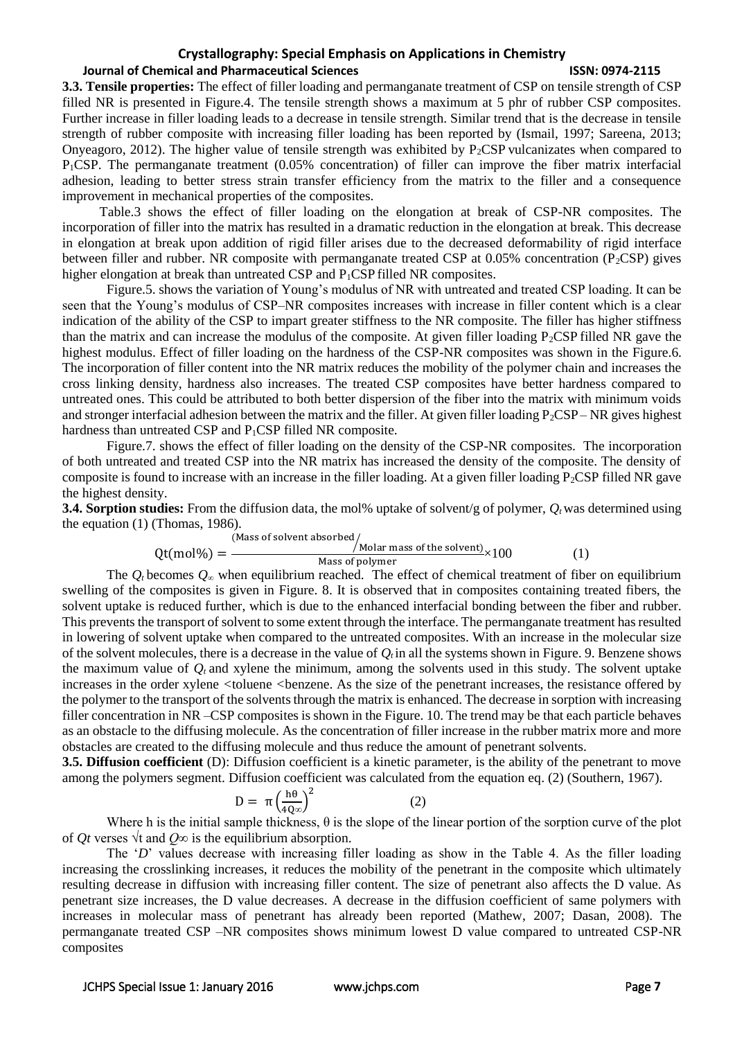**3.3. Tensile properties:** The effect of filler loading and permanganate treatment of CSP on tensile strength of CSP filled NR is presented in Figure.4. The tensile strength shows a maximum at 5 phr of rubber CSP composites. Further increase in filler loading leads to a decrease in tensile strength. Similar trend that is the decrease in tensile strength of rubber composite with increasing filler loading has been reported by (Ismail, 1997; Sareena, 2013; Onyeagoro, 2012). The higher value of tensile strength was exhibited by $P_2$CSP vulcanizates when compared to $P_1$CSP. The permanganate treatment (0.05% concentration) of filler can improve the fiber matrix interfacial adhesion, leading to better stress strain transfer efficiency from the matrix to the filler and a consequence improvement in mechanical properties of the composites.

Table.3 shows the effect of filler loading on the elongation at break of CSP-NR composites. The incorporation of filler into the matrix has resulted in a dramatic reduction in the elongation at break. This decrease in elongation at break upon addition of rigid filler arises due to the decreased deformability of rigid interface between filler and rubber. NR composite with permanganate treated CSP at 0.05% concentration ($P_2$CSP) gives higher elongation at break than untreated CSP and $P_1$CSP filled NR composites.

Figure.5. shows the variation of Young's modulus of NR with untreated and treated CSP loading. It can be seen that the Young's modulus of CSP–NR composites increases with increase in filler content which is a clear indication of the ability of the CSP to impart greater stiffness to the NR composite. The filler has higher stiffness than the matrix and can increase the modulus of the composite. At given filler loading $P_2$CSP filled NR gave the highest modulus. Effect of filler loading on the hardness of the CSP-NR composites was shown in the Figure.6. The incorporation of filler content into the NR matrix reduces the mobility of the polymer chain and increases the cross linking density, hardness also increases. The treated CSP composites have better hardness compared to untreated ones. This could be attributed to both better dispersion of the fiber into the matrix with minimum voids and stronger interfacial adhesion between the matrix and the filler. At given filler loading $P_2$CSP – NR gives highest hardness than untreated CSP and $P_1$CSP filled NR composite.

Figure.7. shows the effect of filler loading on the density of the CSP-NR composites. The incorporation of both untreated and treated CSP into the NR matrix has increased the density of the composite. The density of composite is found to increase with an increase in the filler loading. At a given filler loading $P_2$CSP filled NR gave the highest density.

**3.4. Sorption studies:** From the diffusion data, the mol% uptake of solvent/g of polymer, $Q_t$ was determined using the equation (1) (Thomas, 1986).

$$\text{Qt(mol\%)} = \frac{\text{(Mass of solvent absorbed} / \text{Molar mass of the solvent)}}{\text{Mass of polymer}} \times 100 \qquad (1)$$

The $Q_t$ becomes $Q_\infty$ when equilibrium reached. The effect of chemical treatment of fiber on equilibrium swelling of the composites is given in Figure. 8. It is observed that in composites containing treated fibers, the solvent uptake is reduced further, which is due to the enhanced interfacial bonding between the fiber and rubber. This prevents the transport of solvent to some extent through the interface. The permanganate treatment has resulted in lowering of solvent uptake when compared to the untreated composites. With an increase in the molecular size of the solvent molecules, there is a decrease in the value of $Q_t$ in all the systems shown in Figure. 9. Benzene shows the maximum value of $Q_t$ and xylene the minimum, among the solvents used in this study. The solvent uptake increases in the order xylene <toluene <benzene. As the size of the penetrant increases, the resistance offered by the polymer to the transport of the solvents through the matrix is enhanced. The decrease in sorption with increasing filler concentration in NR –CSP composites is shown in the Figure. 10. The trend may be that each particle behaves as an obstacle to the diffusing molecule. As the concentration of filler increase in the rubber matrix more and more obstacles are created to the diffusing molecule and thus reduce the amount of penetrant solvents.

**3.5. Diffusion coefficient** (D): Diffusion coefficient is a kinetic parameter, is the ability of the penetrant to move among the polymers segment. Diffusion coefficient was calculated from the equation eq. (2) (Southern, 1967).

$$D = \pi\left(\frac{h\theta}{4Q\infty}\right)^2 \qquad (2)$$

Where h is the initial sample thickness, θ is the slope of the linear portion of the sorption curve of the plot of *Qt* verses $\sqrt{t}$ and $Q\infty$ is the equilibrium absorption.

The '*D*' values decrease with increasing filler loading as show in the Table 4. As the filler loading increasing the crosslinking increases, it reduces the mobility of the penetrant in the composite which ultimately resulting decrease in diffusion with increasing filler content. The size of penetrant also affects the D value. As penetrant size increases, the D value decreases. A decrease in the diffusion coefficient of same polymers with increases in molecular mass of penetrant has already been reported (Mathew, 2007; Dasan, 2008). The permanganate treated CSP –NR composites shows minimum lowest D value compared to untreated CSP-NR composites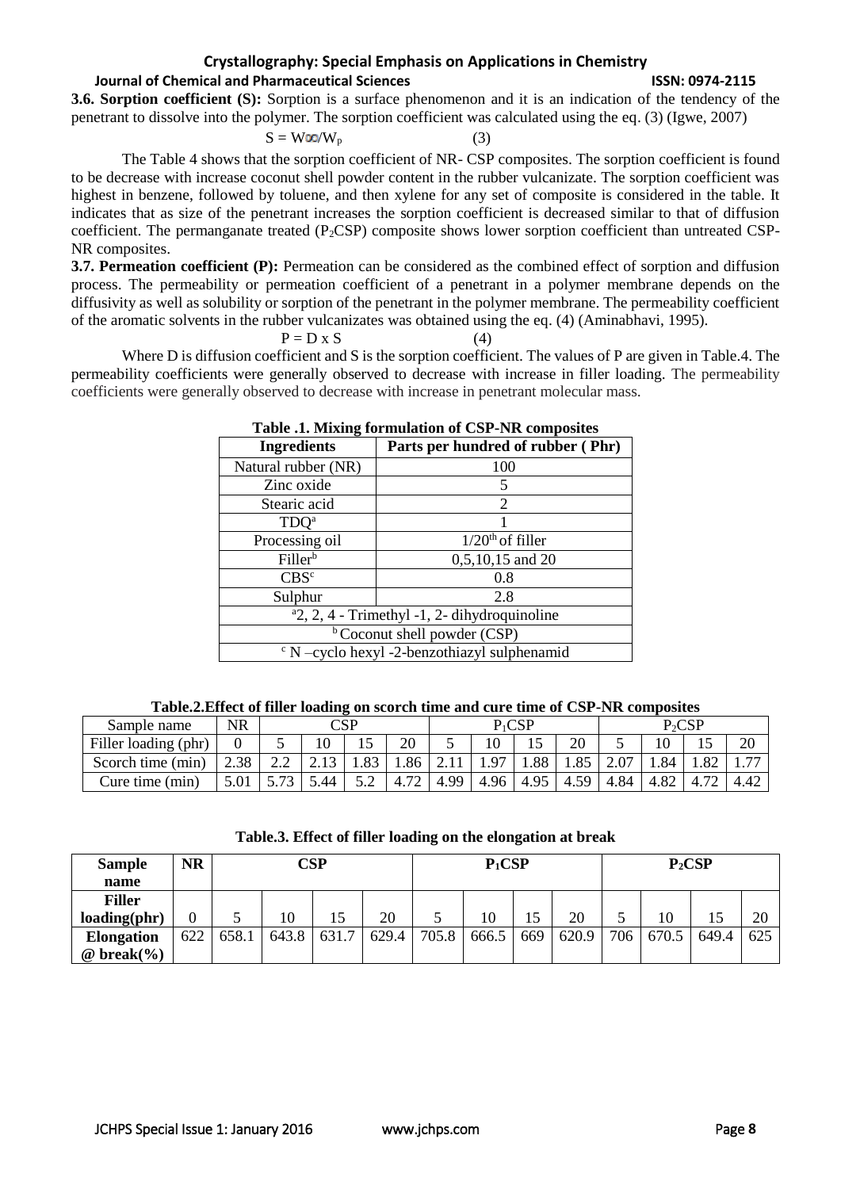**3.6. Sorption coefficient (S):** Sorption is a surface phenomenon and it is an indication of the tendency of the penetrant to dissolve into the polymer. The sorption coefficient was calculated using the eq. (3) (Igwe, 2007)

$$S = W_{\infty}/W_p \quad (3)$$

The Table 4 shows that the sorption coefficient of NR- CSP composites. The sorption coefficient is found to be decrease with increase coconut shell powder content in the rubber vulcanizate. The sorption coefficient was highest in benzene, followed by toluene, and then xylene for any set of composite is considered in the table. It indicates that as size of the penetrant increases the sorption coefficient is decreased similar to that of diffusion coefficient. The permanganate treated ($P_2$CSP) composite shows lower sorption coefficient than untreated CSP-NR composites.

**3.7. Permeation coefficient (P):** Permeation can be considered as the combined effect of sorption and diffusion process. The permeability or permeation coefficient of a penetrant in a polymer membrane depends on the diffusivity as well as solubility or sorption of the penetrant in the polymer membrane. The permeability coefficient of the aromatic solvents in the rubber vulcanizates was obtained using the eq. (4) (Aminabhavi, 1995).

$$P = D \times S \quad (4)$$

Where D is diffusion coefficient and S is the sorption coefficient. The values of P are given in Table.4. The permeability coefficients were generally observed to decrease with increase in filler loading. The permeability coefficients were generally observed to decrease with increase in penetrant molecular mass.

**Table .1. Mixing formulation of CSP-NR composites**

| Ingredients | Parts per hundred of rubber ( Phr) |
|---|---|
| Natural rubber (NR) | 100 |
| Zinc oxide | 5 |
| Stearic acid | 2 |
| TDQ[a] | 1 |
| Processing oil | 1/20[th] of filler |
| Filler[b] | 0,5,10,15 and 20 |
| CBS[c] | 0.8 |
| Sulphur | 2.8 |
| [a]2, 2, 4 - Trimethyl -1, 2- dihydroquinoline | |
| [b] Coconut shell powder (CSP) | |
| [c] N –cyclo hexyl -2-benzothiazyl sulphenamid | |

**Table.2.Effect of filler loading on scorch time and cure time of CSP-NR composites**

| Sample name | NR | CSP | | | | $P_1$CSP | | | | $P_2$CSP | | | |
|---|---|---|---|---|---|---|---|---|---|---|---|---|---|
| Filler loading (phr) | 0 | 5 | 10 | 15 | 20 | 5 | 10 | 15 | 20 | 5 | 10 | 15 | 20 |
| Scorch time (min) | 2.38 | 2.2 | 2.13 | 1.83 | 1.86 | 2.11 | 1.97 | 1.88 | 1.85 | 2.07 | 1.84 | 1.82 | 1.77 |
| Cure time (min) | 5.01 | 5.73 | 5.44 | 5.2 | 4.72 | 4.99 | 4.96 | 4.95 | 4.59 | 4.84 | 4.82 | 4.72 | 4.42 |

**Table.3. Effect of filler loading on the elongation at break**

| Sample name | NR | CSP | | | | $P_1$CSP | | | | $P_2$CSP | | | |
|---|---|---|---|---|---|---|---|---|---|---|---|---|---|
| Filler loading(phr) | 0 | 5 | 10 | 15 | 20 | 5 | 10 | 15 | 20 | 5 | 10 | 15 | 20 |
| Elongation @ break(%) | 622 | 658.1 | 643.8 | 631.7 | 629.4 | 705.8 | 666.5 | 669 | 620.9 | 706 | 670.5 | 649.4 | 625 |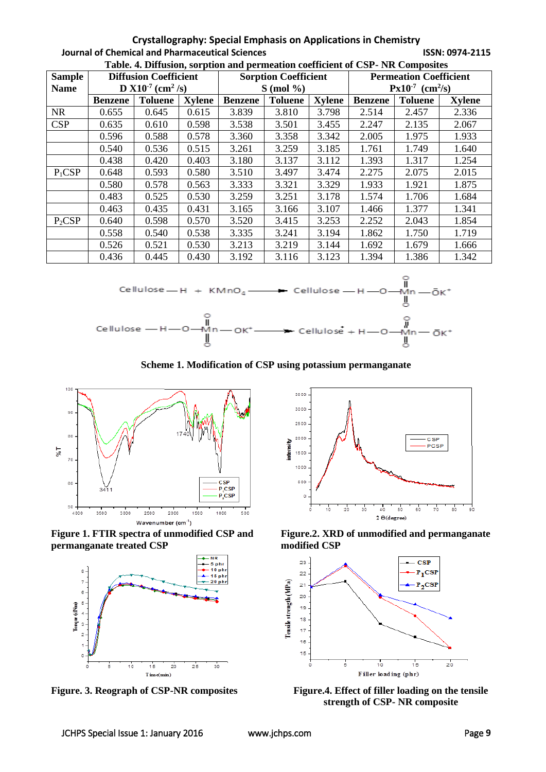**Table. 4. Diffusion, sorption and permeation coefficient of CSP- NR Composites**

| Sample Name | Diffusion Coefficient D X$10^{-7}$ ($cm^2$/s) | | | Sorption Coefficient S (mol %) | | | Permeation Coefficient P$x10^{-7}$ ($cm^2$/s) | | |
|---|---|---|---|---|---|---|---|---|---|
| | Benzene | Toluene | Xylene | Benzene | Toluene | Xylene | Benzene | Toluene | Xylene |
| NR | 0.655 | 0.645 | 0.615 | 3.839 | 3.810 | 3.798 | 2.514 | 2.457 | 2.336 |
| CSP | 0.635 | 0.610 | 0.598 | 3.538 | 3.501 | 3.455 | 2.247 | 2.135 | 2.067 |
| | 0.596 | 0.588 | 0.578 | 3.360 | 3.358 | 3.342 | 2.005 | 1.975 | 1.933 |
| | 0.540 | 0.536 | 0.515 | 3.261 | 3.259 | 3.185 | 1.761 | 1.749 | 1.640 |
| | 0.438 | 0.420 | 0.403 | 3.180 | 3.137 | 3.112 | 1.393 | 1.317 | 1.254 |
| $P_1$CSP | 0.648 | 0.593 | 0.580 | 3.510 | 3.497 | 3.474 | 2.275 | 2.075 | 2.015 |
| | 0.580 | 0.578 | 0.563 | 3.333 | 3.321 | 3.329 | 1.933 | 1.921 | 1.875 |
| | 0.483 | 0.525 | 0.530 | 3.259 | 3.251 | 3.178 | 1.574 | 1.706 | 1.684 |
| | 0.463 | 0.435 | 0.431 | 3.165 | 3.166 | 3.107 | 1.466 | 1.377 | 1.341 |
| $P_2$CSP | 0.640 | 0.598 | 0.570 | 3.520 | 3.415 | 3.253 | 2.252 | 2.043 | 1.854 |
| | 0.558 | 0.540 | 0.538 | 3.335 | 3.241 | 3.194 | 1.862 | 1.750 | 1.719 |
| | 0.526 | 0.521 | 0.530 | 3.213 | 3.219 | 3.144 | 1.692 | 1.679 | 1.666 |
| | 0.436 | 0.445 | 0.430 | 3.192 | 3.116 | 3.123 | 1.394 | 1.386 | 1.342 |

Cellulose — H + $KMnO_4$ ⟶ Cellulose — H — O — Mn(=O)(=O) — $\bar{O}K^+$

Cellulose — H — O — Mn(=O)(=O) — $OK^+$ ⟶ Cellulose• + H — O — Mn(=O)(=O) — $\bar{O}K^+$

**Scheme 1. Modification of CSP using potassium permanganate**

**Figure 1. FTIR spectra of unmodified CSP and permanganate treated CSP**

**Figure.2. XRD of unmodified and permanganate modified CSP**

**Figure. 3. Reograph of CSP-NR composites**

**Figure.4. Effect of filler loading on the tensile strength of CSP- NR composite**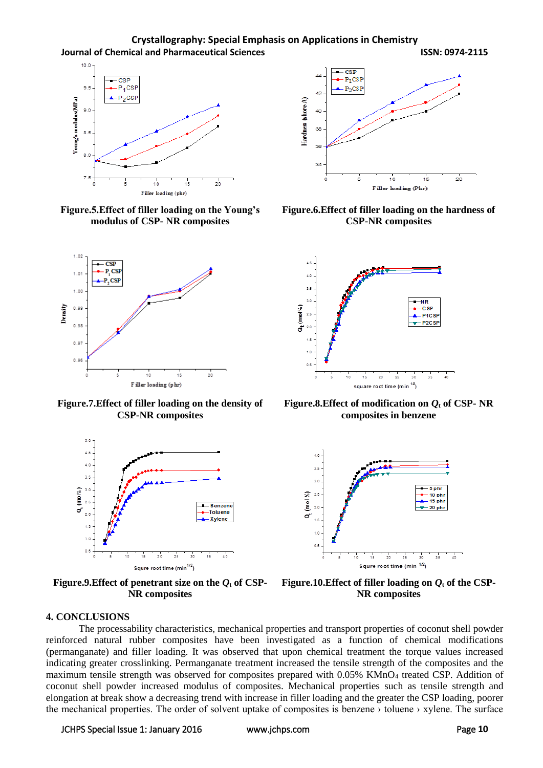Figure.5.Effect of filler loading on the Young's modulus of CSP- NR composites

Figure.6.Effect of filler loading on the hardness of CSP-NR composites

Figure.7.Effect of filler loading on the density of CSP-NR composites

Figure.8.Effect of modification on $Q_t$ of CSP- NR composites in benzene

Figure.9.Effect of penetrant size on the $Q_t$ of CSP-NR composites

Figure.10.Effect of filler loading on $Q_t$ of the CSP-NR composites

## 4. CONCLUSIONS

The processability characteristics, mechanical properties and transport properties of coconut shell powder reinforced natural rubber composites have been investigated as a function of chemical modifications (permanganate) and filler loading. It was observed that upon chemical treatment the torque values increased indicating greater crosslinking. Permanganate treatment increased the tensile strength of the composites and the maximum tensile strength was observed for composites prepared with 0.05% $KMnO_4$ treated CSP. Addition of coconut shell powder increased modulus of composites. Mechanical properties such as tensile strength and elongation at break show a decreasing trend with increase in filler loading and the greater the CSP loading, poorer the mechanical properties. The order of solvent uptake of composites is benzene › toluene › xylene. The surface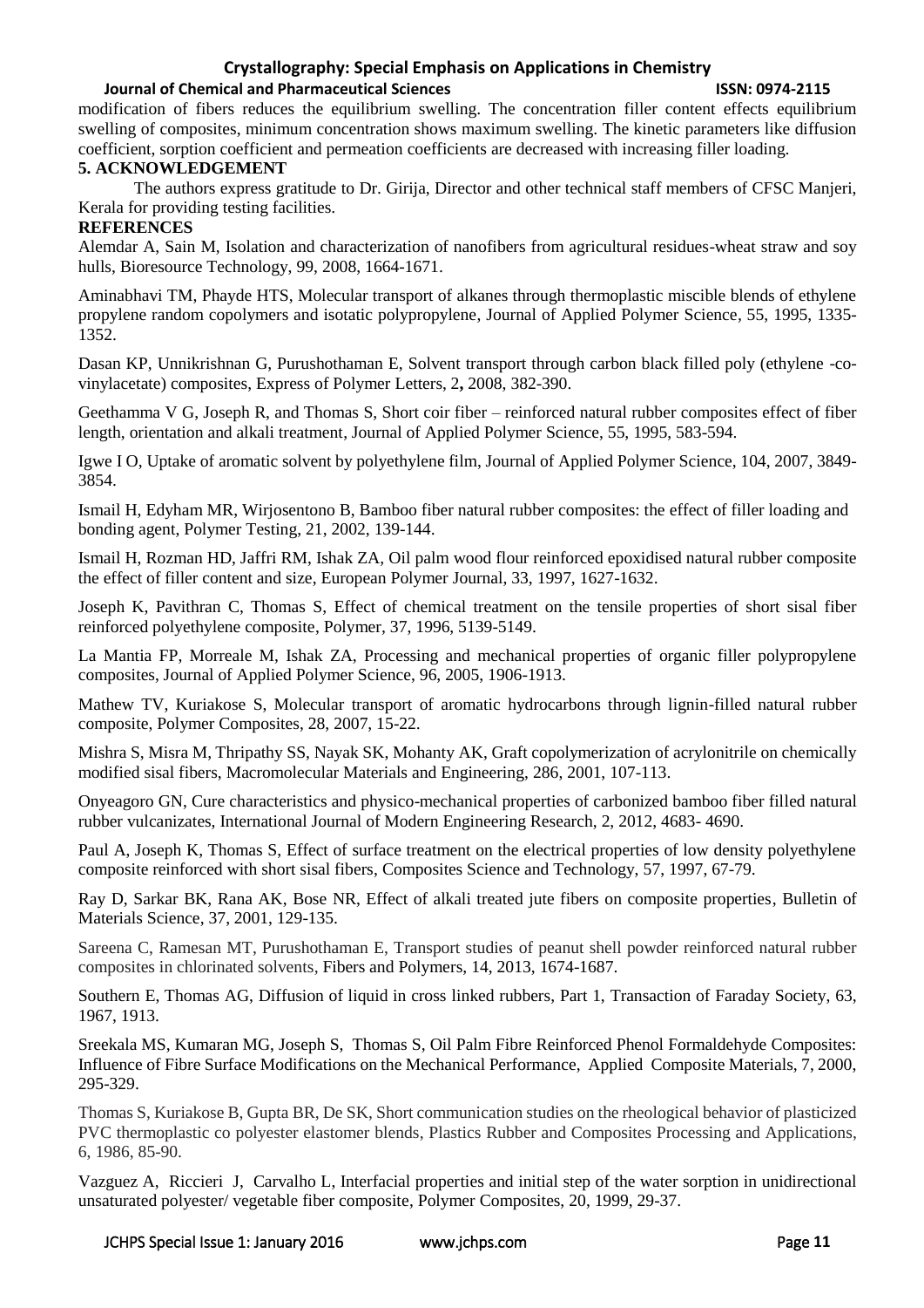modification of fibers reduces the equilibrium swelling. The concentration filler content effects equilibrium swelling of composites, minimum concentration shows maximum swelling. The kinetic parameters like diffusion coefficient, sorption coefficient and permeation coefficients are decreased with increasing filler loading.

## 5. ACKNOWLEDGEMENT

The authors express gratitude to Dr. Girija, Director and other technical staff members of CFSC Manjeri, Kerala for providing testing facilities.

## REFERENCES

Alemdar A, Sain M, Isolation and characterization of nanofibers from agricultural residues-wheat straw and soy hulls, Bioresource Technology, 99, 2008, 1664-1671.

Aminabhavi TM, Phayde HTS, Molecular transport of alkanes through thermoplastic miscible blends of ethylene propylene random copolymers and isotatic polypropylene, Journal of Applied Polymer Science, 55, 1995, 1335-1352.

Dasan KP, Unnikrishnan G, Purushothaman E, Solvent transport through carbon black filled poly (ethylene -co-vinylacetate) composites, Express of Polymer Letters, 2**,** 2008, 382-390.

Geethamma V G, Joseph R, and Thomas S, Short coir fiber – reinforced natural rubber composites effect of fiber length, orientation and alkali treatment, Journal of Applied Polymer Science, 55, 1995, 583-594.

Igwe I O, Uptake of aromatic solvent by polyethylene film, Journal of Applied Polymer Science, 104, 2007, 3849-3854.

Ismail H, Edyham MR, Wirjosentono B, Bamboo fiber natural rubber composites: the effect of filler loading and bonding agent, Polymer Testing, 21, 2002, 139-144.

Ismail H, Rozman HD, Jaffri RM, Ishak ZA, Oil palm wood flour reinforced epoxidised natural rubber composite the effect of filler content and size, European Polymer Journal, 33, 1997, 1627-1632.

Joseph K, Pavithran C, Thomas S, Effect of chemical treatment on the tensile properties of short sisal fiber reinforced polyethylene composite, Polymer, 37, 1996, 5139-5149.

La Mantia FP, Morreale M, Ishak ZA, Processing and mechanical properties of organic filler polypropylene composites, Journal of Applied Polymer Science, 96, 2005, 1906-1913.

Mathew TV, Kuriakose S, Molecular transport of aromatic hydrocarbons through lignin-filled natural rubber composite, Polymer Composites, 28, 2007, 15-22.

Mishra S, Misra M, Thripathy SS, Nayak SK, Mohanty AK, Graft copolymerization of acrylonitrile on chemically modified sisal fibers, Macromolecular Materials and Engineering, 286, 2001, 107-113.

Onyeagoro GN, Cure characteristics and physico-mechanical properties of carbonized bamboo fiber filled natural rubber vulcanizates, International Journal of Modern Engineering Research, 2, 2012, 4683- 4690.

Paul A, Joseph K, Thomas S, Effect of surface treatment on the electrical properties of low density polyethylene composite reinforced with short sisal fibers, Composites Science and Technology, 57, 1997, 67-79.

Ray D, Sarkar BK, Rana AK, Bose NR, Effect of alkali treated jute fibers on composite properties, Bulletin of Materials Science, 37, 2001, 129-135.

Sareena C, Ramesan MT, Purushothaman E, Transport studies of peanut shell powder reinforced natural rubber composites in chlorinated solvents, Fibers and Polymers, 14, 2013, 1674-1687.

Southern E, Thomas AG, Diffusion of liquid in cross linked rubbers, Part 1, Transaction of Faraday Society, 63, 1967, 1913.

Sreekala MS, Kumaran MG, Joseph S, Thomas S, Oil Palm Fibre Reinforced Phenol Formaldehyde Composites: Influence of Fibre Surface Modifications on the Mechanical Performance, Applied Composite Materials, 7, 2000, 295-329.

Thomas S, Kuriakose B, Gupta BR, De SK, Short communication studies on the rheological behavior of plasticized PVC thermoplastic co polyester elastomer blends, Plastics Rubber and Composites Processing and Applications, 6, 1986, 85-90.

Vazguez A, Riccieri J, Carvalho L, Interfacial properties and initial step of the water sorption in unidirectional unsaturated polyester/ vegetable fiber composite, Polymer Composites, 20, 1999, 29-37.